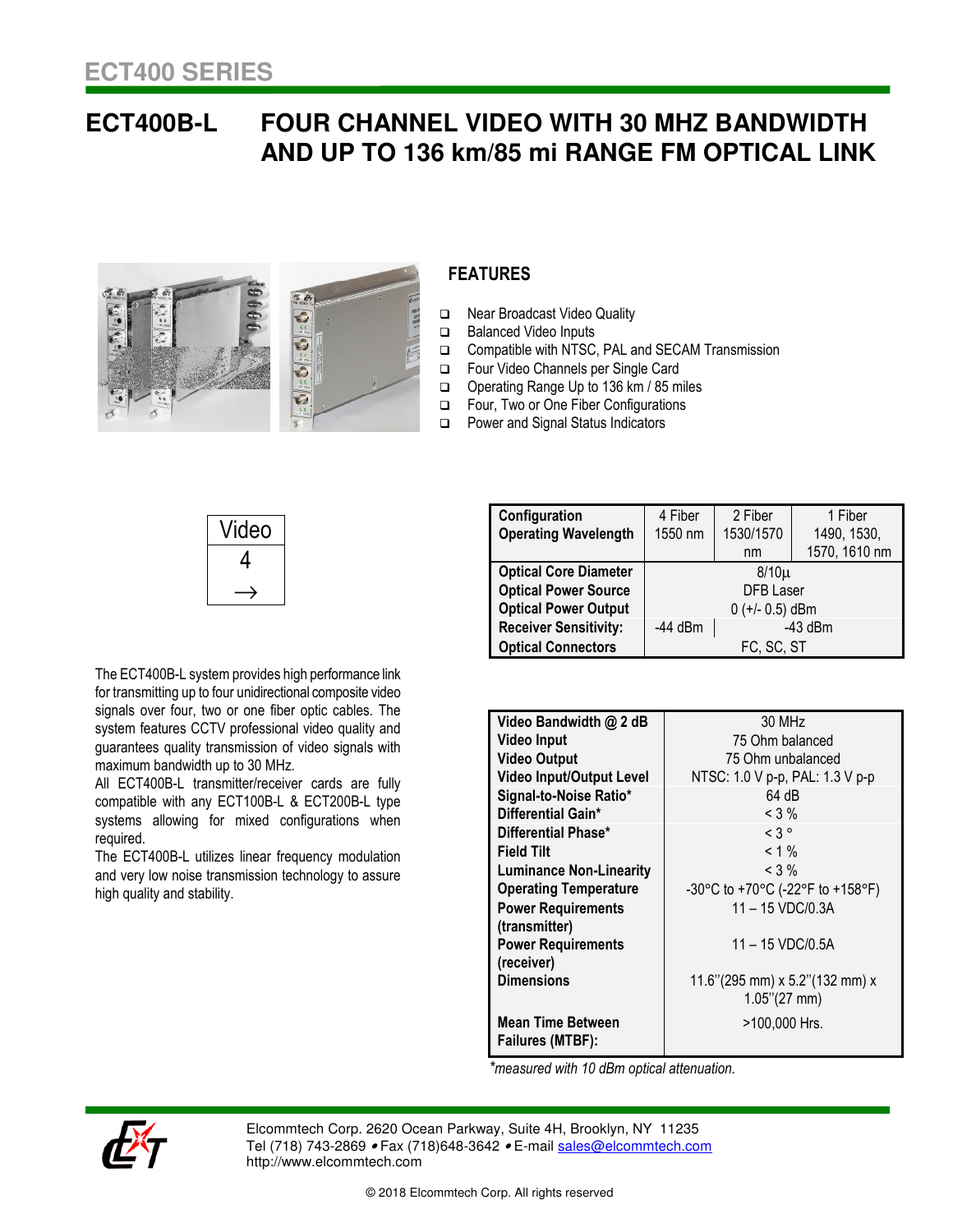ECT400 SERIES

# ECT400B-L FOUR CHANNEL VIDEO WITH 30 MHZ BANDWIDTH AND UP TO 136 km/85 mi RANGE FM OPTICAL LINK

## FEATURES

- Near Broadcast Video Quality
- Balanced Video Inputs
- Compatible with NTSC, PAL and SECAM Transmission
- Four Video Channels per Single Card
- Operating Range Up to 136 km / 85 miles
- Four, Two or One Fiber Configurations
- Power and Signal Status Indicators

| Video |
|---|
| 4 |
| → |

The ECT400B-L system provides high performance link for transmitting up to four unidirectional composite video signals over four, two or one fiber optic cables. The system features CCTV professional video quality and guarantees quality transmission of video signals with maximum bandwidth up to 30 MHz.

All ECT400B-L transmitter/receiver cards are fully compatible with any ECT100B-L & ECT200B-L type systems allowing for mixed configurations when required.

The ECT400B-L utilizes linear frequency modulation and very low noise transmission technology to assure high quality and stability.

| **Configuration**<br>**Operating Wavelength** | 4 Fiber<br>1550 nm | 2 Fiber<br>1530/1570 nm | 1 Fiber<br>1490, 1530, 1570, 1610 nm |
|---|---|---|---|
| **Optical Core Diameter** | 8/10µ | | |
| **Optical Power Source** | DFB Laser | | |
| **Optical Power Output** | 0 (+/- 0.5) dBm | | |
| **Receiver Sensitivity:** | -44 dBm | -43 dBm | |
| **Optical Connectors** | FC, SC, ST | | |

| | |
|---|---|
| **Video Bandwidth @ 2 dB** | 30 MHz |
| **Video Input** | 75 Ohm balanced |
| **Video Output** | 75 Ohm unbalanced |
| **Video Input/Output Level** | NTSC: 1.0 V p-p, PAL: 1.3 V p-p |
| **Signal-to-Noise Ratio*** | 64 dB |
| **Differential Gain*** | < 3 % |
| **Differential Phase*** | < 3 ° |
| **Field Tilt** | < 1 % |
| **Luminance Non-Linearity** | < 3 % |
| **Operating Temperature** | -30°C to +70°C (-22°F to +158°F) |
| **Power Requirements (transmitter)** | 11 – 15 VDC/0.3A |
| **Power Requirements (receiver)** | 11 – 15 VDC/0.5A |
| **Dimensions** | 11.6''(295 mm) x 5.2''(132 mm) x 1.05''(27 mm) |
| **Mean Time Between Failures (MTBF):** | >100,000 Hrs. |

*\*measured with 10 dBm optical attenuation.*

Elcommtech Corp. 2620 Ocean Parkway, Suite 4H, Brooklyn, NY 11235
Tel (718) 743-2869 • Fax (718)648-3642 • E-mail sales@elcommtech.com
http://www.elcommtech.com

© 2018 Elcommtech Corp. All rights reserved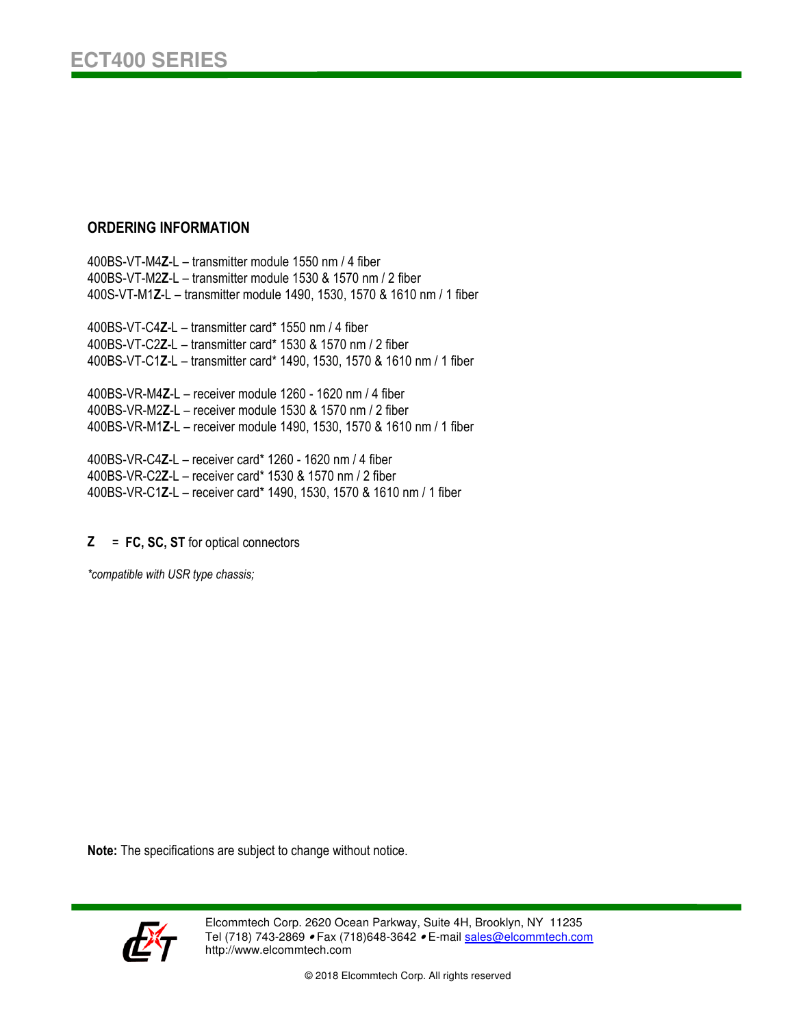## ORDERING INFORMATION

400BS-VT-M4**Z**-L – transmitter module 1550 nm / 4 fiber
400BS-VT-M2**Z**-L – transmitter module 1530 & 1570 nm / 2 fiber
400S-VT-M1**Z**-L – transmitter module 1490, 1530, 1570 & 1610 nm / 1 fiber

400BS-VT-C4**Z**-L – transmitter card* 1550 nm / 4 fiber
400BS-VT-C2**Z**-L – transmitter card* 1530 & 1570 nm / 2 fiber
400BS-VT-C1**Z**-L – transmitter card* 1490, 1530, 1570 & 1610 nm / 1 fiber

400BS-VR-M4**Z**-L – receiver module 1260 - 1620 nm / 4 fiber
400BS-VR-M2**Z**-L – receiver module 1530 & 1570 nm / 2 fiber
400BS-VR-M1**Z**-L – receiver module 1490, 1530, 1570 & 1610 nm / 1 fiber

400BS-VR-C4**Z**-L – receiver card* 1260 - 1620 nm / 4 fiber
400BS-VR-C2**Z**-L – receiver card* 1530 & 1570 nm / 2 fiber
400BS-VR-C1**Z**-L – receiver card* 1490, 1530, 1570 & 1610 nm / 1 fiber

**Z** = **FC, SC, ST** for optical connectors

*\*compatible with USR type chassis;*

**Note:** The specifications are subject to change without notice.

Elcommtech Corp. 2620 Ocean Parkway, Suite 4H, Brooklyn, NY 11235
Tel (718) 743-2869 • Fax (718)648-3642 • E-mail sales@elcommtech.com
http://www.elcommtech.com

© 2018 Elcommtech Corp. All rights reserved